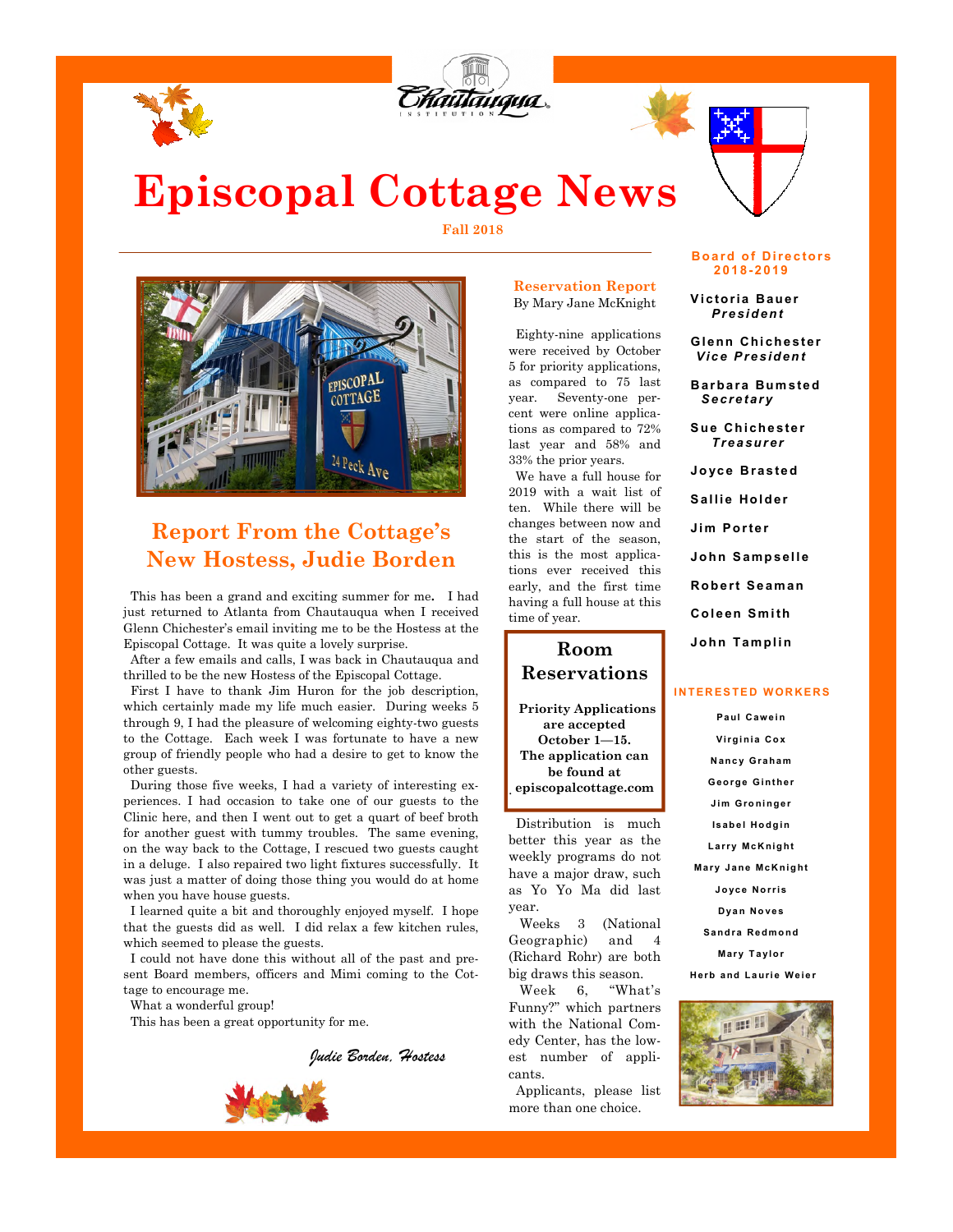# Episcopal Cottage News

**Fall 2018**

## Report From the Cottage's New Hostess, Judie Borden

This has been a grand and exciting summer for me. I had just returned to Atlanta from Chautauqua when I received Glenn Chichester's email inviting me to be the Hostess at the Episcopal Cottage. It was quite a lovely surprise.

After a few emails and calls, I was back in Chautauqua and thrilled to be the new Hostess of the Episcopal Cottage.

First I have to thank Jim Huron for the job description, which certainly made my life much easier. During weeks 5 through 9, I had the pleasure of welcoming eighty-two guests to the Cottage. Each week I was fortunate to have a new group of friendly people who had a desire to get to know the other guests.

During those five weeks, I had a variety of interesting experiences. I had occasion to take one of our guests to the Clinic here, and then I went out to get a quart of beef broth for another guest with tummy troubles. The same evening, on the way back to the Cottage, I rescued two guests caught in a deluge. I also repaired two light fixtures successfully. It was just a matter of doing those thing you would do at home when you have house guests.

I learned quite a bit and thoroughly enjoyed myself. I hope that the guests did as well. I did relax a few kitchen rules, which seemed to please the guests.

I could not have done this without all of the past and present Board members, officers and Mimi coming to the Cottage to encourage me.

What a wonderful group!

This has been a great opportunity for me.

*Judie Borden, Hostess*

## Reservation Report

By Mary Jane McKnight

Eighty-nine applications were received by October 5 for priority applications, as compared to 75 last year. Seventy-one percent were online applications as compared to 72% last year and 58% and 33% the prior years.

We have a full house for 2019 with a wait list of ten. While there will be changes between now and the start of the season, this is the most applications ever received this early, and the first time having a full house at this time of year.

> **Room Reservations**
>
> **Priority Applications are accepted October 1—15. The application can be found at episcopalcottage.com**

Distribution is much better this year as the weekly programs do not have a major draw, such as Yo Yo Ma did last year.

Weeks 3 (National Geographic) and 4 (Richard Rohr) are both big draws this season.

Week 6, "What's Funny?" which partners with the National Comedy Center, has the lowest number of applicants.

Applicants, please list more than one choice.

## Board of Directors 2018-2019

**Victoria Bauer**
*President*

**Glenn Chichester**
*Vice President*

**Barbara Bumsted**
*Secretary*

**Sue Chichester**
*Treasurer*

**Joyce Brasted**

**Sallie Holder**

**Jim Porter**

**John Sampselle**

**Robert Seaman**

**Coleen Smith**

**John Tamplin**

## INTERESTED WORKERS

Paul Cawein
Virginia Cox
Nancy Graham
George Ginther
Jim Groninger
Isabel Hodgin
Larry McKnight
Mary Jane McKnight
Joyce Norris
Dyan Noves
Sandra Redmond
Mary Taylor
Herb and Laurie Weier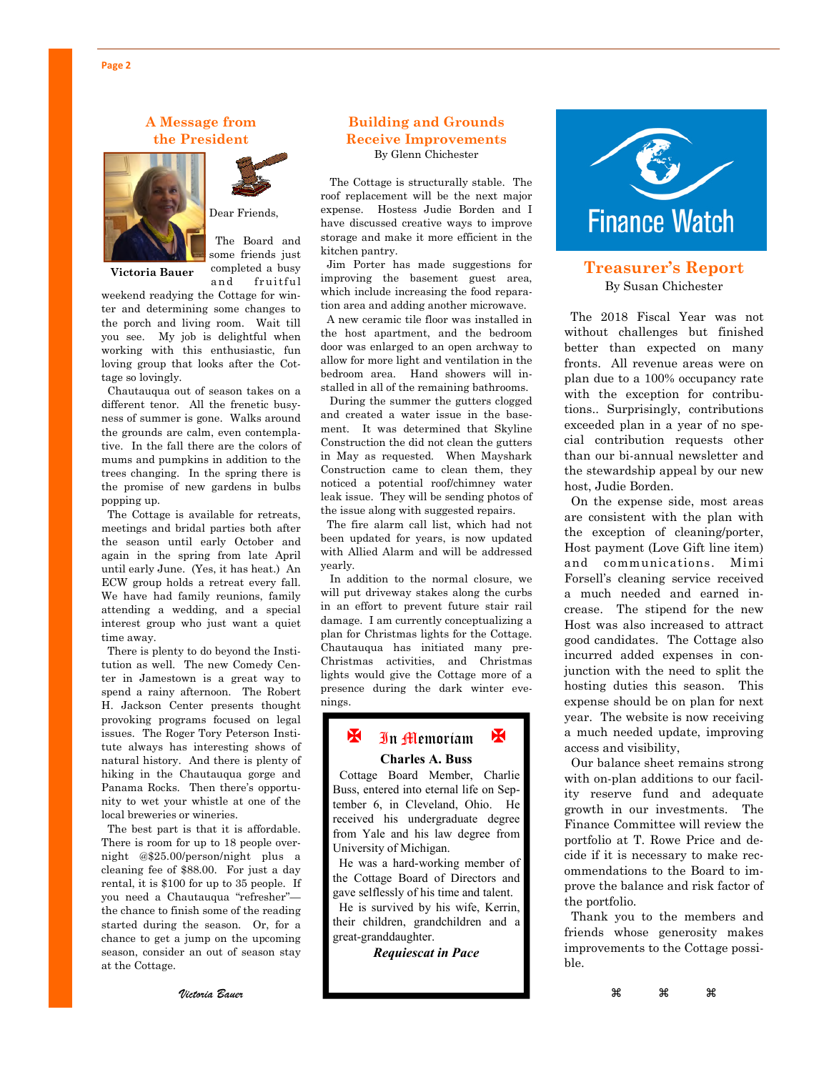## A Message from the President

**Victoria Bauer**

Dear Friends,

The Board and some friends just completed a busy and fruitful weekend readying the Cottage for winter and determining some changes to the porch and living room. Wait till you see. My job is delightful when working with this enthusiastic, fun loving group that looks after the Cottage so lovingly.

Chautauqua out of season takes on a different tenor. All the frenetic busyness of summer is gone. Walks around the grounds are calm, even contemplative. In the fall there are the colors of mums and pumpkins in addition to the trees changing. In the spring there is the promise of new gardens in bulbs popping up.

The Cottage is available for retreats, meetings and bridal parties both after the season until early October and again in the spring from late April until early June. (Yes, it has heat.) An ECW group holds a retreat every fall. We have had family reunions, family attending a wedding, and a special interest group who just want a quiet time away.

There is plenty to do beyond the Institution as well. The new Comedy Center in Jamestown is a great way to spend a rainy afternoon. The Robert H. Jackson Center presents thought provoking programs focused on legal issues. The Roger Tory Peterson Institute always has interesting shows of natural history. And there is plenty of hiking in the Chautauqua gorge and Panama Rocks. Then there's opportunity to wet your whistle at one of the local breweries or wineries.

The best part is that it is affordable. There is room for up to 18 people overnight @$25.00/person/night plus a cleaning fee of $88.00. For just a day rental, it is $100 for up to 35 people. If you need a Chautauqua "refresher"—the chance to finish some of the reading started during the season. Or, for a chance to get a jump on the upcoming season, consider an out of season stay at the Cottage.

*Victoria Bauer*

## Building and Grounds Receive Improvements

By Glenn Chichester

The Cottage is structurally stable. The roof replacement will be the next major expense. Hostess Judie Borden and I have discussed creative ways to improve storage and make it more efficient in the kitchen pantry.

Jim Porter has made suggestions for improving the basement guest area, which include increasing the food reparation area and adding another microwave.

A new ceramic tile floor was installed in the host apartment, and the bedroom door was enlarged to an open archway to allow for more light and ventilation in the bedroom area. Hand showers will installed in all of the remaining bathrooms.

During the summer the gutters clogged and created a water issue in the basement. It was determined that Skyline Construction the did not clean the gutters in May as requested. When Mayshark Construction came to clean them, they noticed a potential roof/chimney water leak issue. They will be sending photos of the issue along with suggested repairs.

The fire alarm call list, which had not been updated for years, is now updated with Allied Alarm and will be addressed yearly.

In addition to the normal closure, we will put driveway stakes along the curbs in an effort to prevent future stair rail damage. I am currently conceptualizing a plan for Christmas lights for the Cottage. Chautauqua has initiated many pre-Christmas activities, and Christmas lights would give the Cottage more of a presence during the dark winter evenings.

### ✠ In Memoriam ✠

**Charles A. Buss**

Cottage Board Member, Charlie Buss, entered into eternal life on September 6, in Cleveland, Ohio. He received his undergraduate degree from Yale and his law degree from University of Michigan.

He was a hard-working member of the Cottage Board of Directors and gave selflessly of his time and talent.

He is survived by his wife, Kerrin, their children, grandchildren and a great-granddaughter.

***Requiescat in Pace***

## Finance Watch

## Treasurer's Report

By Susan Chichester

The 2018 Fiscal Year was not without challenges but finished better than expected on many fronts. All revenue areas were on plan due to a 100% occupancy rate with the exception for contributions.. Surprisingly, contributions exceeded plan in a year of no special contribution requests other than our bi-annual newsletter and the stewardship appeal by our new host, Judie Borden.

On the expense side, most areas are consistent with the plan with the exception of cleaning/porter, Host payment (Love Gift line item) and communications. Mimi Forsell's cleaning service received a much needed and earned increase. The stipend for the new Host was also increased to attract good candidates. The Cottage also incurred added expenses in conjunction with the need to split the hosting duties this season. This expense should be on plan for next year. The website is now receiving a much needed update, improving access and visibility,

Our balance sheet remains strong with on-plan additions to our facility reserve fund and adequate growth in our investments. The Finance Committee will review the portfolio at T. Rowe Price and decide if it is necessary to make recommendations to the Board to improve the balance and risk factor of the portfolio.

Thank you to the members and friends whose generosity makes improvements to the Cottage possible.

⌘ ⌘ ⌘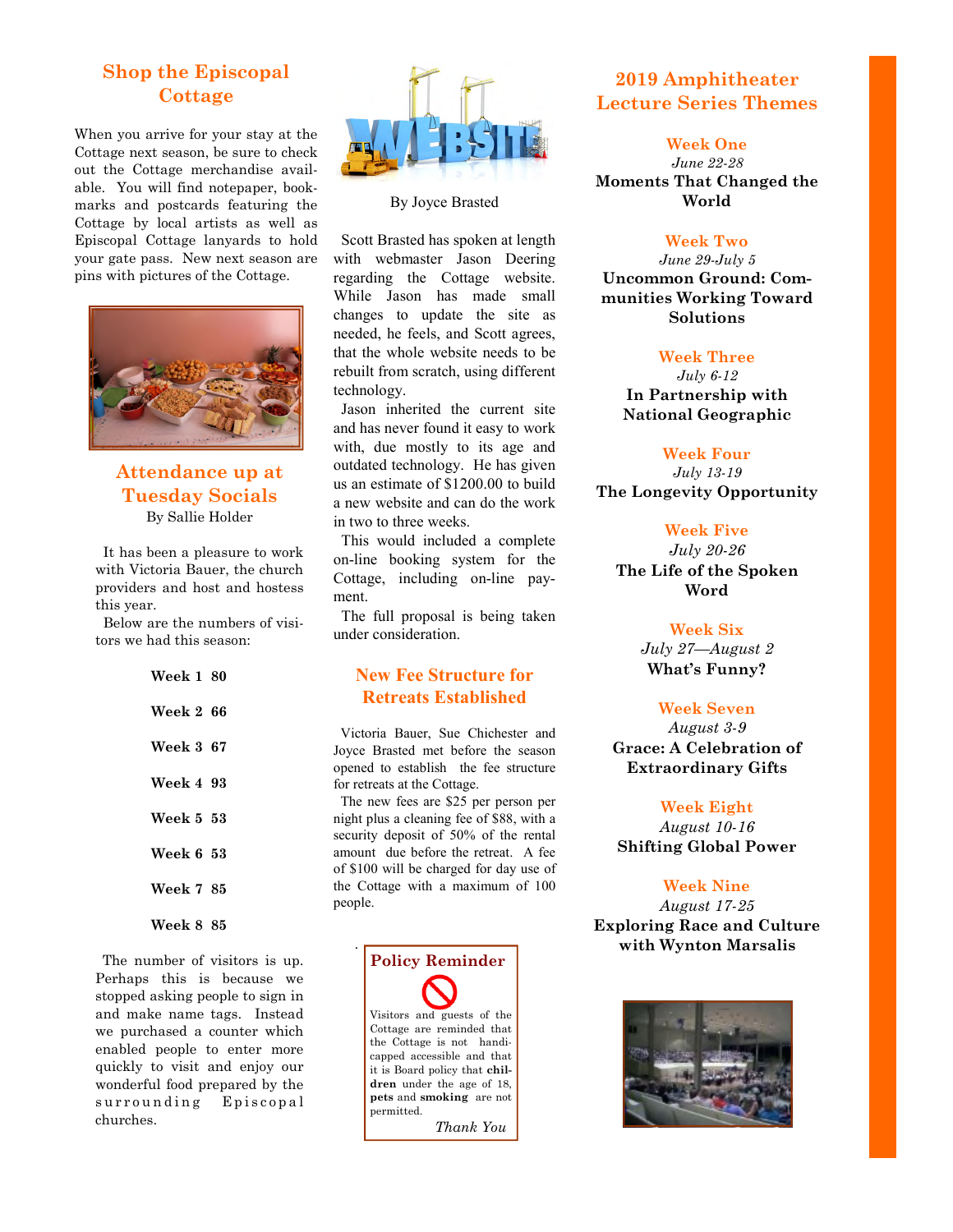## Shop the Episcopal Cottage

When you arrive for your stay at the Cottage next season, be sure to check out the Cottage merchandise available. You will find notepaper, bookmarks and postcards featuring the Cottage by local artists as well as Episcopal Cottage lanyards to hold your gate pass. New next season are pins with pictures of the Cottage.

## Attendance up at Tuesday Socials

By Sallie Holder

It has been a pleasure to work with Victoria Bauer, the church providers and host and hostess this year.

Below are the numbers of visitors we had this season:

| Week | Visitors |
|---|---|
| Week 1 | 80 |
| Week 2 | 66 |
| Week 3 | 67 |
| Week 4 | 93 |
| Week 5 | 53 |
| Week 6 | 53 |
| Week 7 | 85 |
| Week 8 | 85 |

The number of visitors is up. Perhaps this is because we stopped asking people to sign in and make name tags. Instead we purchased a counter which enabled people to enter more quickly to visit and enjoy our wonderful food prepared by the surrounding Episcopal churches.

## Website

By Joyce Brasted

Scott Brasted has spoken at length with webmaster Jason Deering regarding the Cottage website. While Jason has made small changes to update the site as needed, he feels, and Scott agrees, that the whole website needs to be rebuilt from scratch, using different technology.

Jason inherited the current site and has never found it easy to work with, due mostly to its age and outdated technology. He has given us an estimate of $1200.00 to build a new website and can do the work in two to three weeks.

This would included a complete on-line booking system for the Cottage, including on-line payment.

The full proposal is being taken under consideration.

## New Fee Structure for Retreats Established

Victoria Bauer, Sue Chichester and Joyce Brasted met before the season opened to establish the fee structure for retreats at the Cottage.

The new fees are $25 per person per night plus a cleaning fee of $88, with a security deposit of 50% of the rental amount due before the retreat. A fee of $100 will be charged for day use of the Cottage with a maximum of 100 people.

### Policy Reminder

Visitors and guests of the Cottage are reminded that the Cottage is not handicapped accessible and that it is Board policy that **children** under the age of 18, **pets** and **smoking** are not permitted.

*Thank You*

## 2019 Amphitheater Lecture Series Themes

**Week One**
*June 22-28*
**Moments That Changed the World**

**Week Two**
*June 29-July 5*
**Uncommon Ground: Communities Working Toward Solutions**

**Week Three**
*July 6-12*
**In Partnership with National Geographic**

**Week Four**
*July 13-19*
**The Longevity Opportunity**

**Week Five**
*July 20-26*
**The Life of the Spoken Word**

**Week Six**
*July 27—August 2*
**What's Funny?**

**Week Seven**
*August 3-9*
**Grace: A Celebration of Extraordinary Gifts**

**Week Eight**
*August 10-16*
**Shifting Global Power**

**Week Nine**
*August 17-25*
**Exploring Race and Culture with Wynton Marsalis**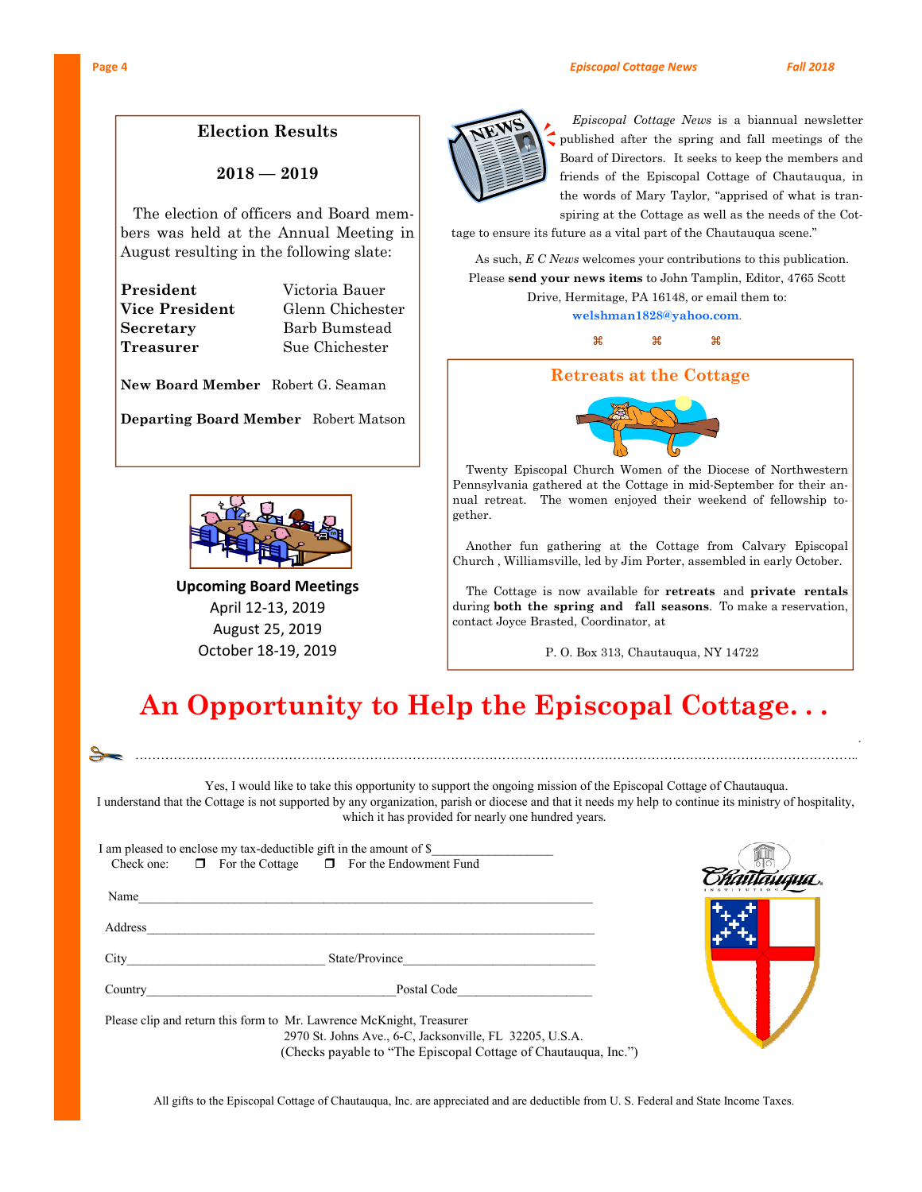## Election Results

### 2018 — 2019

The election of officers and Board members was held at the Annual Meeting in August resulting in the following slate:

| | |
|---|---|
| **President** | Victoria Bauer |
| **Vice President** | Glenn Chichester |
| **Secretary** | Barb Bumstead |
| **Treasurer** | Sue Chichester |

**New Board Member** Robert G. Seaman

**Departing Board Member** Robert Matson

**Upcoming Board Meetings**
April 12-13, 2019
August 25, 2019
October 18-19, 2019

*Episcopal Cottage News* is a biannual newsletter published after the spring and fall meetings of the Board of Directors. It seeks to keep the members and friends of the Episcopal Cottage of Chautauqua, in the words of Mary Taylor, "apprised of what is transpiring at the Cottage as well as the needs of the Cottage to ensure its future as a vital part of the Chautauqua scene."

As such, *E C News* welcomes your contributions to this publication. Please **send your news items** to John Tamplin, Editor, 4765 Scott Drive, Hermitage, PA 16148, or email them to: **welshman1828@yahoo.com**.

⌘ ⌘ ⌘

## Retreats at the Cottage

Twenty Episcopal Church Women of the Diocese of Northwestern Pennsylvania gathered at the Cottage in mid-September for their annual retreat. The women enjoyed their weekend of fellowship together.

Another fun gathering at the Cottage from Calvary Episcopal Church , Williamsville, led by Jim Porter, assembled in early October.

The Cottage is now available for **retreats** and **private rentals** during **both the spring and fall seasons**. To make a reservation, contact Joyce Brasted, Coordinator, at

P. O. Box 313, Chautauqua, NY 14722

# An Opportunity to Help the Episcopal Cottage. . .

Yes, I would like to take this opportunity to support the ongoing mission of the Episcopal Cottage of Chautauqua. I understand that the Cottage is not supported by any organization, parish or diocese and that it needs my help to continue its ministry of hospitality, which it has provided for nearly one hundred years.

I am pleased to enclose my tax-deductible gift in the amount of $__________________
Check one: ❒ For the Cottage ❒ For the Endowment Fund

Name______________________________________________________________

Address____________________________________________________________

City____________________________ State/Province____________________________

Country______________________________________ Postal Code____________________

Please clip and return this form to Mr. Lawrence McKnight, Treasurer
2970 St. Johns Ave., 6-C, Jacksonville, FL 32205, U.S.A.
(Checks payable to "The Episcopal Cottage of Chautauqua, Inc.")

All gifts to the Episcopal Cottage of Chautauqua, Inc. are appreciated and are deductible from U. S. Federal and State Income Taxes.